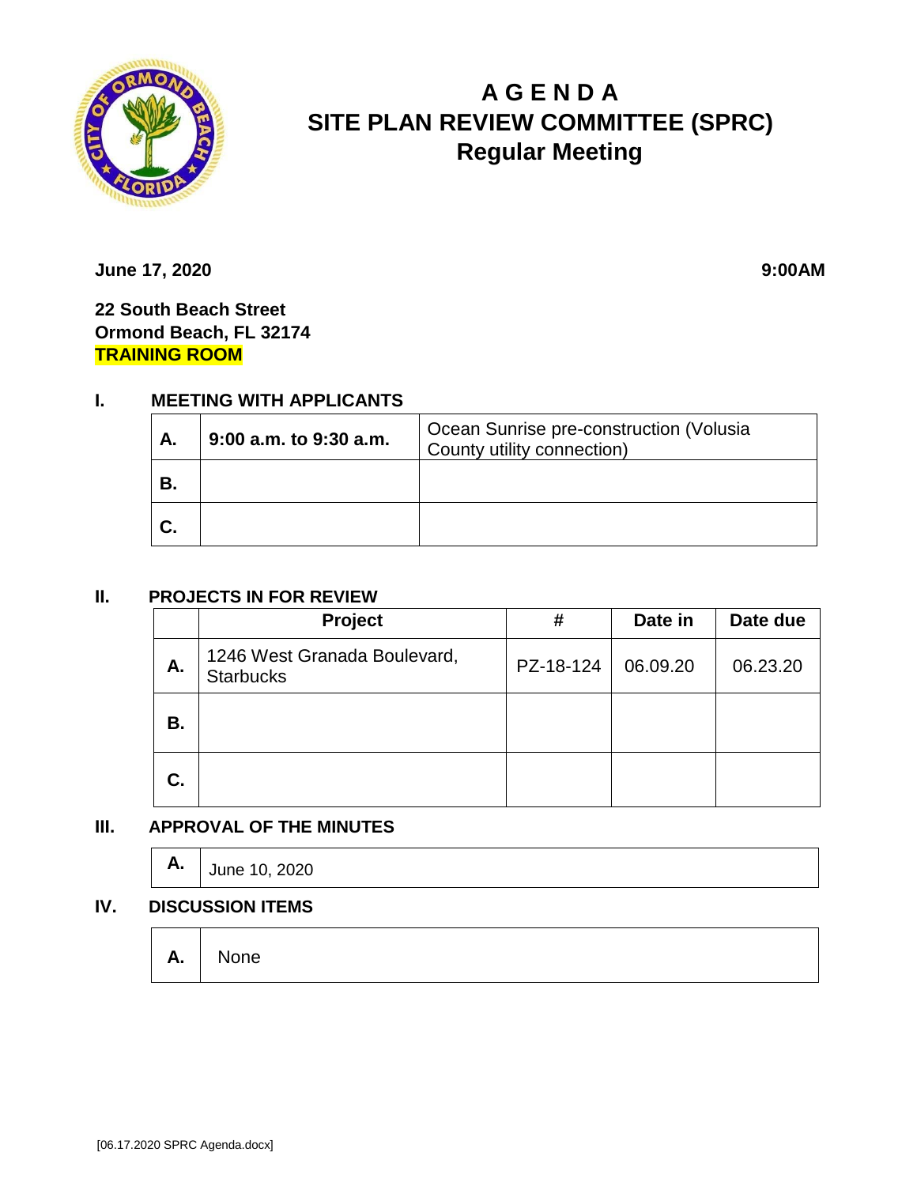# A G E N D A
# SITE PLAN REVIEW COMMITTEE (SPRC)
## Regular Meeting

**June 17, 2020** **9:00AM**

**22 South Beach Street**
**Ormond Beach, FL 32174**
**TRAINING ROOM**

## I. MEETING WITH APPLICANTS

| | | |
|---|---|---|
| **A.** | **9:00 a.m. to 9:30 a.m.** | Ocean Sunrise pre-construction (Volusia County utility connection) |
| **B.** | | |
| **C.** | | |

## II. PROJECTS IN FOR REVIEW

| | Project | # | Date in | Date due |
|---|---|---|---|---|
| **A.** | 1246 West Granada Boulevard, Starbucks | PZ-18-124 | 06.09.20 | 06.23.20 |
| **B.** | | | | |
| **C.** | | | | |

## III. APPROVAL OF THE MINUTES

| | |
|---|---|
| **A.** | June 10, 2020 |

## IV. DISCUSSION ITEMS

| | |
|---|---|
| **A.** | None |

[06.17.2020 SPRC Agenda.docx]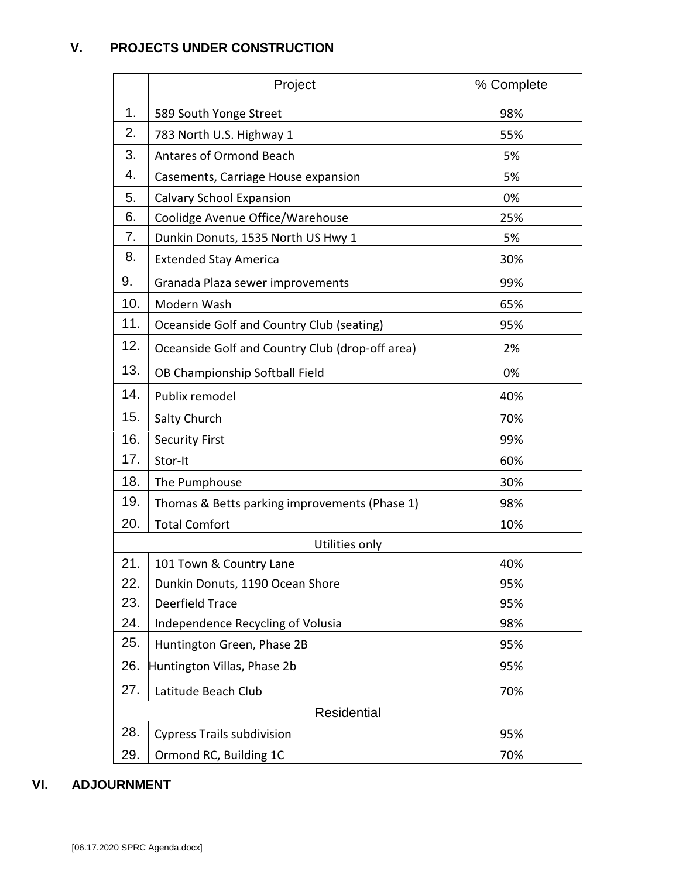## V. PROJECTS UNDER CONSTRUCTION

| | Project | % Complete |
|---|---|---|
| 1. | 589 South Yonge Street | 98% |
| 2. | 783 North U.S. Highway 1 | 55% |
| 3. | Antares of Ormond Beach | 5% |
| 4. | Casements, Carriage House expansion | 5% |
| 5. | Calvary School Expansion | 0% |
| 6. | Coolidge Avenue Office/Warehouse | 25% |
| 7. | Dunkin Donuts, 1535 North US Hwy 1 | 5% |
| 8. | Extended Stay America | 30% |
| 9. | Granada Plaza sewer improvements | 99% |
| 10. | Modern Wash | 65% |
| 11. | Oceanside Golf and Country Club (seating) | 95% |
| 12. | Oceanside Golf and Country Club (drop-off area) | 2% |
| 13. | OB Championship Softball Field | 0% |
| 14. | Publix remodel | 40% |
| 15. | Salty Church | 70% |
| 16. | Security First | 99% |
| 17. | Stor-It | 60% |
| 18. | The Pumphouse | 30% |
| 19. | Thomas & Betts parking improvements (Phase 1) | 98% |
| 20. | Total Comfort | 10% |
| | Utilities only | |
| 21. | 101 Town & Country Lane | 40% |
| 22. | Dunkin Donuts, 1190 Ocean Shore | 95% |
| 23. | Deerfield Trace | 95% |
| 24. | Independence Recycling of Volusia | 98% |
| 25. | Huntington Green, Phase 2B | 95% |
| 26. | Huntington Villas, Phase 2b | 95% |
| 27. | Latitude Beach Club | 70% |
| | Residential | |
| 28. | Cypress Trails subdivision | 95% |
| 29. | Ormond RC, Building 1C | 70% |

## VI. ADJOURNMENT

[06.17.2020 SPRC Agenda.docx]